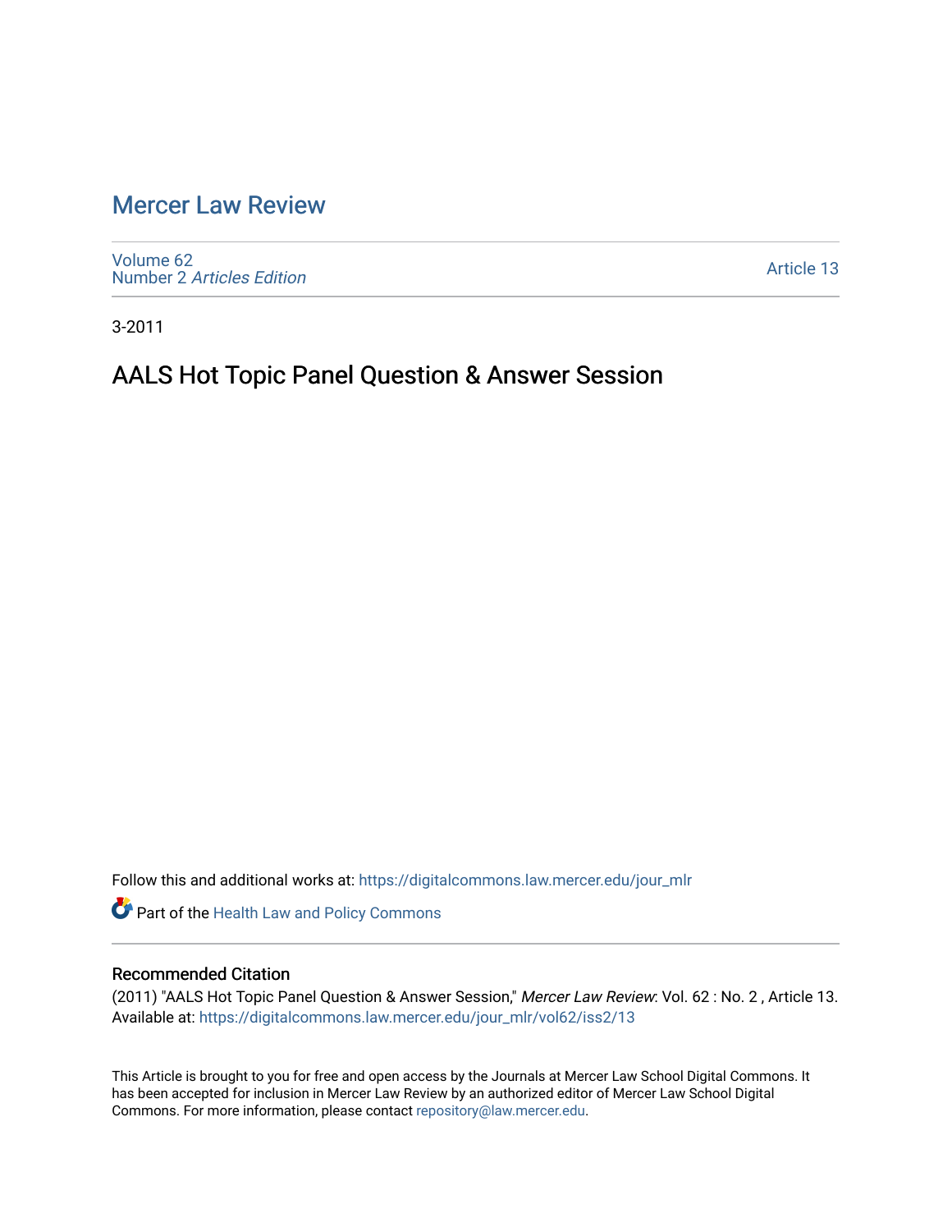# Mercer Law Review

Volume 62
Number 2 *Articles Edition*

Article 13

3-2011

## AALS Hot Topic Panel Question & Answer Session

Follow this and additional works at: https://digitalcommons.law.mercer.edu/jour_mlr

Part of the Health Law and Policy Commons

### Recommended Citation

(2011) "AALS Hot Topic Panel Question & Answer Session," *Mercer Law Review*: Vol. 62 : No. 2 , Article 13. Available at: https://digitalcommons.law.mercer.edu/jour_mlr/vol62/iss2/13

This Article is brought to you for free and open access by the Journals at Mercer Law School Digital Commons. It has been accepted for inclusion in Mercer Law Review by an authorized editor of Mercer Law School Digital Commons. For more information, please contact repository@law.mercer.edu.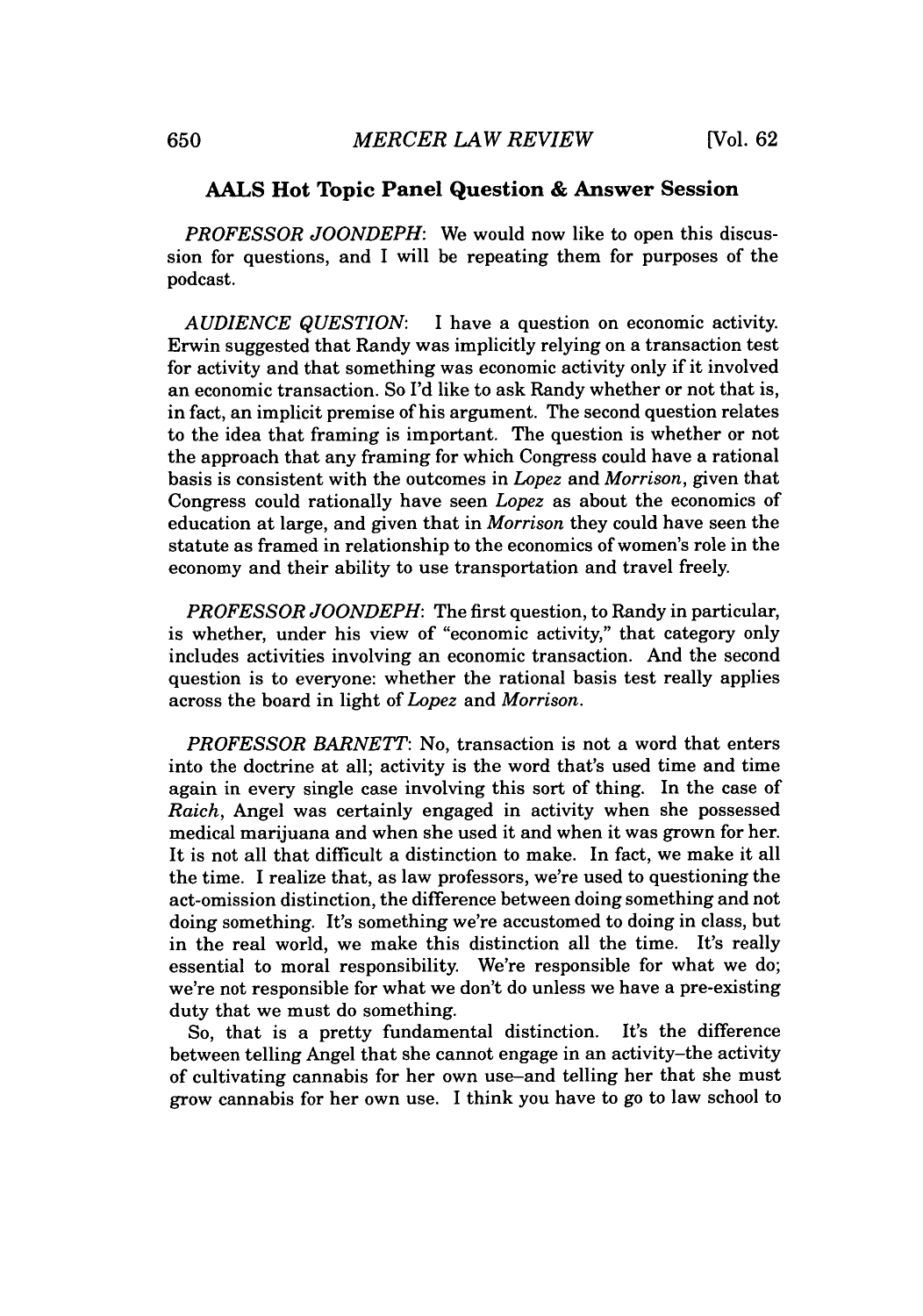## AALS Hot Topic Panel Question & Answer Session

*PROFESSOR JOONDEPH*: We would now like to open this discussion for questions, and I will be repeating them for purposes of the podcast.

*AUDIENCE QUESTION*: I have a question on economic activity. Erwin suggested that Randy was implicitly relying on a transaction test for activity and that something was economic activity only if it involved an economic transaction. So I'd like to ask Randy whether or not that is, in fact, an implicit premise of his argument. The second question relates to the idea that framing is important. The question is whether or not the approach that any framing for which Congress could have a rational basis is consistent with the outcomes in *Lopez* and *Morrison*, given that Congress could rationally have seen *Lopez* as about the economics of education at large, and given that in *Morrison* they could have seen the statute as framed in relationship to the economics of women's role in the economy and their ability to use transportation and travel freely.

*PROFESSOR JOONDEPH*: The first question, to Randy in particular, is whether, under his view of "economic activity," that category only includes activities involving an economic transaction. And the second question is to everyone: whether the rational basis test really applies across the board in light of *Lopez* and *Morrison*.

*PROFESSOR BARNETT*: No, transaction is not a word that enters into the doctrine at all; activity is the word that's used time and time again in every single case involving this sort of thing. In the case of *Raich*, Angel was certainly engaged in activity when she possessed medical marijuana and when she used it and when it was grown for her. It is not all that difficult a distinction to make. In fact, we make it all the time. I realize that, as law professors, we're used to questioning the act-omission distinction, the difference between doing something and not doing something. It's something we're accustomed to doing in class, but in the real world, we make this distinction all the time. It's really essential to moral responsibility. We're responsible for what we do; we're not responsible for what we don't do unless we have a pre-existing duty that we must do something.

So, that is a pretty fundamental distinction. It's the difference between telling Angel that she cannot engage in an activity–the activity of cultivating cannabis for her own use–and telling her that she must grow cannabis for her own use. I think you have to go to law school to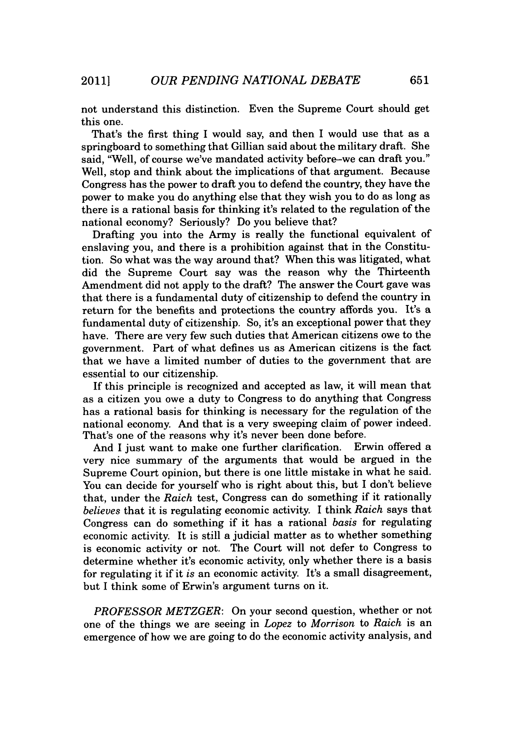not understand this distinction. Even the Supreme Court should get this one.

That's the first thing I would say, and then I would use that as a springboard to something that Gillian said about the military draft. She said, "Well, of course we've mandated activity before–we can draft you." Well, stop and think about the implications of that argument. Because Congress has the power to draft you to defend the country, they have the power to make you do anything else that they wish you to do as long as there is a rational basis for thinking it's related to the regulation of the national economy? Seriously? Do you believe that?

Drafting you into the Army is really the functional equivalent of enslaving you, and there is a prohibition against that in the Constitution. So what was the way around that? When this was litigated, what did the Supreme Court say was the reason why the Thirteenth Amendment did not apply to the draft? The answer the Court gave was that there is a fundamental duty of citizenship to defend the country in return for the benefits and protections the country affords you. It's a fundamental duty of citizenship. So, it's an exceptional power that they have. There are very few such duties that American citizens owe to the government. Part of what defines us as American citizens is the fact that we have a limited number of duties to the government that are essential to our citizenship.

If this principle is recognized and accepted as law, it will mean that as a citizen you owe a duty to Congress to do anything that Congress has a rational basis for thinking is necessary for the regulation of the national economy. And that is a very sweeping claim of power indeed. That's one of the reasons why it's never been done before.

And I just want to make one further clarification. Erwin offered a very nice summary of the arguments that would be argued in the Supreme Court opinion, but there is one little mistake in what he said. You can decide for yourself who is right about this, but I don't believe that, under the *Raich* test, Congress can do something if it rationally *believes* that it is regulating economic activity. I think *Raich* says that Congress can do something if it has a rational *basis* for regulating economic activity. It is still a judicial matter as to whether something is economic activity or not. The Court will not defer to Congress to determine whether it's economic activity, only whether there is a basis for regulating it if it *is* an economic activity. It's a small disagreement, but I think some of Erwin's argument turns on it.

*PROFESSOR METZGER*: On your second question, whether or not one of the things we are seeing in *Lopez* to *Morrison* to *Raich* is an emergence of how we are going to do the economic activity analysis, and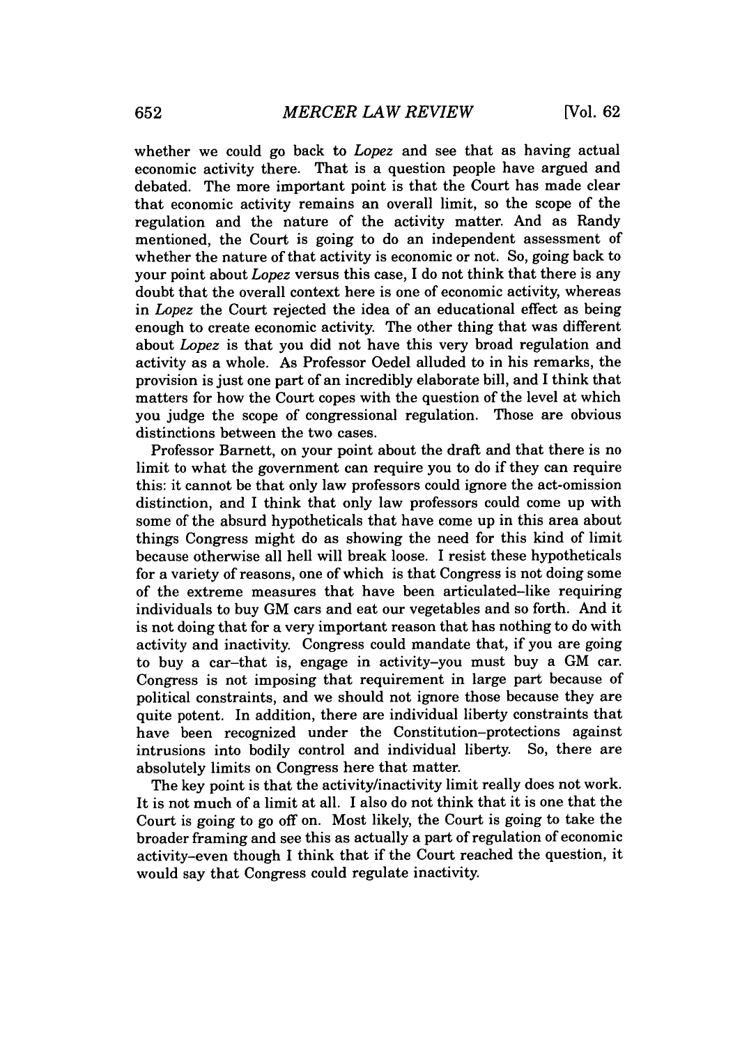whether we could go back to *Lopez* and see that as having actual economic activity there. That is a question people have argued and debated. The more important point is that the Court has made clear that economic activity remains an overall limit, so the scope of the regulation and the nature of the activity matter. And as Randy mentioned, the Court is going to do an independent assessment of whether the nature of that activity is economic or not. So, going back to your point about *Lopez* versus this case, I do not think that there is any doubt that the overall context here is one of economic activity, whereas in *Lopez* the Court rejected the idea of an educational effect as being enough to create economic activity. The other thing that was different about *Lopez* is that you did not have this very broad regulation and activity as a whole. As Professor Oedel alluded to in his remarks, the provision is just one part of an incredibly elaborate bill, and I think that matters for how the Court copes with the question of the level at which you judge the scope of congressional regulation. Those are obvious distinctions between the two cases.

Professor Barnett, on your point about the draft and that there is no limit to what the government can require you to do if they can require this: it cannot be that only law professors could ignore the act-omission distinction, and I think that only law professors could come up with some of the absurd hypotheticals that have come up in this area about things Congress might do as showing the need for this kind of limit because otherwise all hell will break loose. I resist these hypotheticals for a variety of reasons, one of which is that Congress is not doing some of the extreme measures that have been articulated–like requiring individuals to buy GM cars and eat our vegetables and so forth. And it is not doing that for a very important reason that has nothing to do with activity and inactivity. Congress could mandate that, if you are going to buy a car–that is, engage in activity–you must buy a GM car. Congress is not imposing that requirement in large part because of political constraints, and we should not ignore those because they are quite potent. In addition, there are individual liberty constraints that have been recognized under the Constitution–protections against intrusions into bodily control and individual liberty. So, there are absolutely limits on Congress here that matter.

The key point is that the activity/inactivity limit really does not work. It is not much of a limit at all. I also do not think that it is one that the Court is going to go off on. Most likely, the Court is going to take the broader framing and see this as actually a part of regulation of economic activity–even though I think that if the Court reached the question, it would say that Congress could regulate inactivity.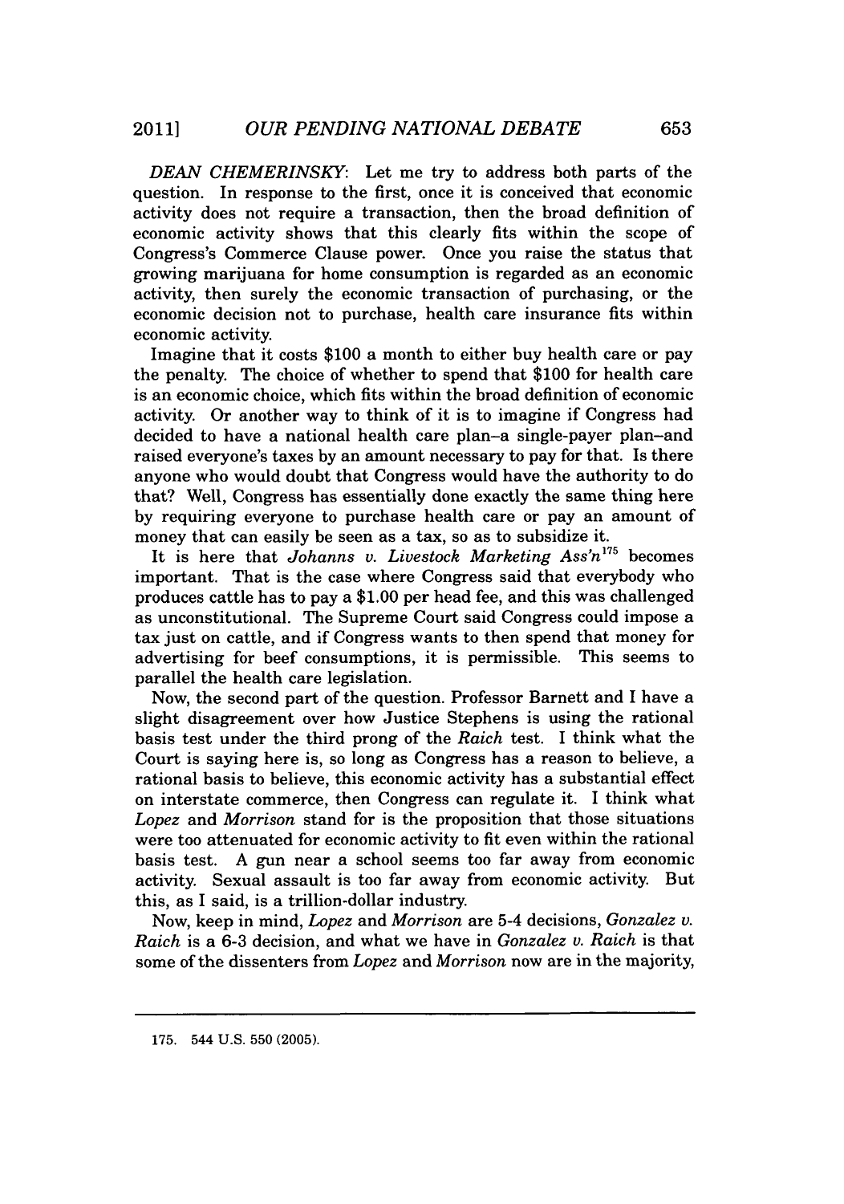*DEAN CHEMERINSKY*: Let me try to address both parts of the question. In response to the first, once it is conceived that economic activity does not require a transaction, then the broad definition of economic activity shows that this clearly fits within the scope of Congress's Commerce Clause power. Once you raise the status that growing marijuana for home consumption is regarded as an economic activity, then surely the economic transaction of purchasing, or the economic decision not to purchase, health care insurance fits within economic activity.

Imagine that it costs $100 a month to either buy health care or pay the penalty. The choice of whether to spend that $100 for health care is an economic choice, which fits within the broad definition of economic activity. Or another way to think of it is to imagine if Congress had decided to have a national health care plan–a single-payer plan–and raised everyone's taxes by an amount necessary to pay for that. Is there anyone who would doubt that Congress would have the authority to do that? Well, Congress has essentially done exactly the same thing here by requiring everyone to purchase health care or pay an amount of money that can easily be seen as a tax, so as to subsidize it.

It is here that *Johanns v. Livestock Marketing Ass'n*[175] becomes important. That is the case where Congress said that everybody who produces cattle has to pay a $1.00 per head fee, and this was challenged as unconstitutional. The Supreme Court said Congress could impose a tax just on cattle, and if Congress wants to then spend that money for advertising for beef consumptions, it is permissible. This seems to parallel the health care legislation.

Now, the second part of the question. Professor Barnett and I have a slight disagreement over how Justice Stephens is using the rational basis test under the third prong of the *Raich* test. I think what the Court is saying here is, so long as Congress has a reason to believe, a rational basis to believe, this economic activity has a substantial effect on interstate commerce, then Congress can regulate it. I think what *Lopez* and *Morrison* stand for is the proposition that those situations were too attenuated for economic activity to fit even within the rational basis test. A gun near a school seems too far away from economic activity. Sexual assault is too far away from economic activity. But this, as I said, is a trillion-dollar industry.

Now, keep in mind, *Lopez* and *Morrison* are 5-4 decisions, *Gonzalez v. Raich* is a 6-3 decision, and what we have in *Gonzalez v. Raich* is that some of the dissenters from *Lopez* and *Morrison* now are in the majority,

---

175. 544 U.S. 550 (2005).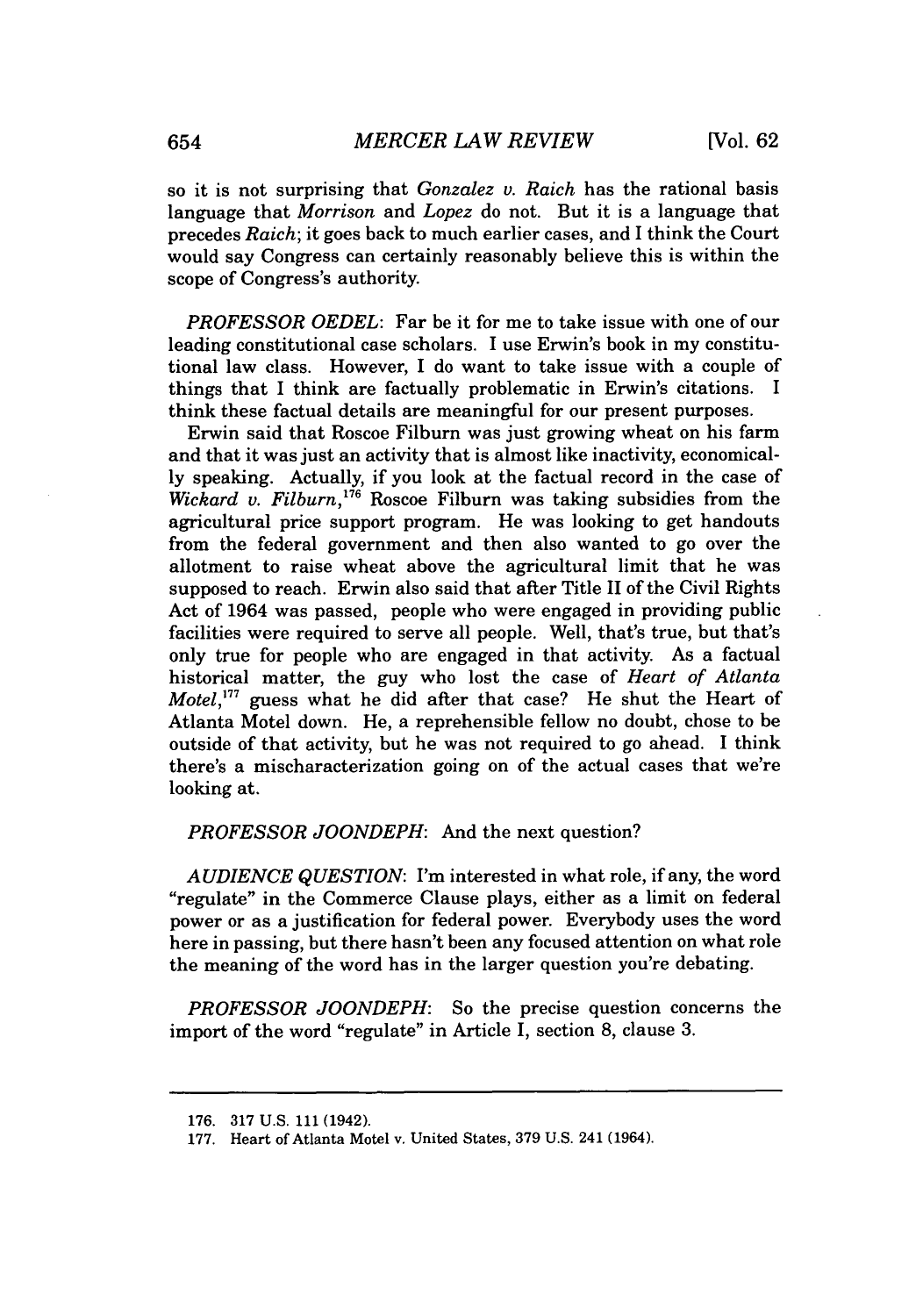so it is not surprising that *Gonzalez v. Raich* has the rational basis language that *Morrison* and *Lopez* do not. But it is a language that precedes *Raich*; it goes back to much earlier cases, and I think the Court would say Congress can certainly reasonably believe this is within the scope of Congress's authority.

*PROFESSOR OEDEL*: Far be it for me to take issue with one of our leading constitutional case scholars. I use Erwin's book in my constitutional law class. However, I do want to take issue with a couple of things that I think are factually problematic in Erwin's citations. I think these factual details are meaningful for our present purposes.

Erwin said that Roscoe Filburn was just growing wheat on his farm and that it was just an activity that is almost like inactivity, economically speaking. Actually, if you look at the factual record in the case of *Wickard v. Filburn*,[176] Roscoe Filburn was taking subsidies from the agricultural price support program. He was looking to get handouts from the federal government and then also wanted to go over the allotment to raise wheat above the agricultural limit that he was supposed to reach. Erwin also said that after Title II of the Civil Rights Act of 1964 was passed, people who were engaged in providing public facilities were required to serve all people. Well, that's true, but that's only true for people who are engaged in that activity. As a factual historical matter, the guy who lost the case of *Heart of Atlanta Motel*,[177] guess what he did after that case? He shut the Heart of Atlanta Motel down. He, a reprehensible fellow no doubt, chose to be outside of that activity, but he was not required to go ahead. I think there's a mischaracterization going on of the actual cases that we're looking at.

*PROFESSOR JOONDEPH*: And the next question?

*AUDIENCE QUESTION*: I'm interested in what role, if any, the word "regulate" in the Commerce Clause plays, either as a limit on federal power or as a justification for federal power. Everybody uses the word here in passing, but there hasn't been any focused attention on what role the meaning of the word has in the larger question you're debating.

*PROFESSOR JOONDEPH*: So the precise question concerns the import of the word "regulate" in Article I, section 8, clause 3.

---

176. 317 U.S. 111 (1942).
177. Heart of Atlanta Motel v. United States, 379 U.S. 241 (1964).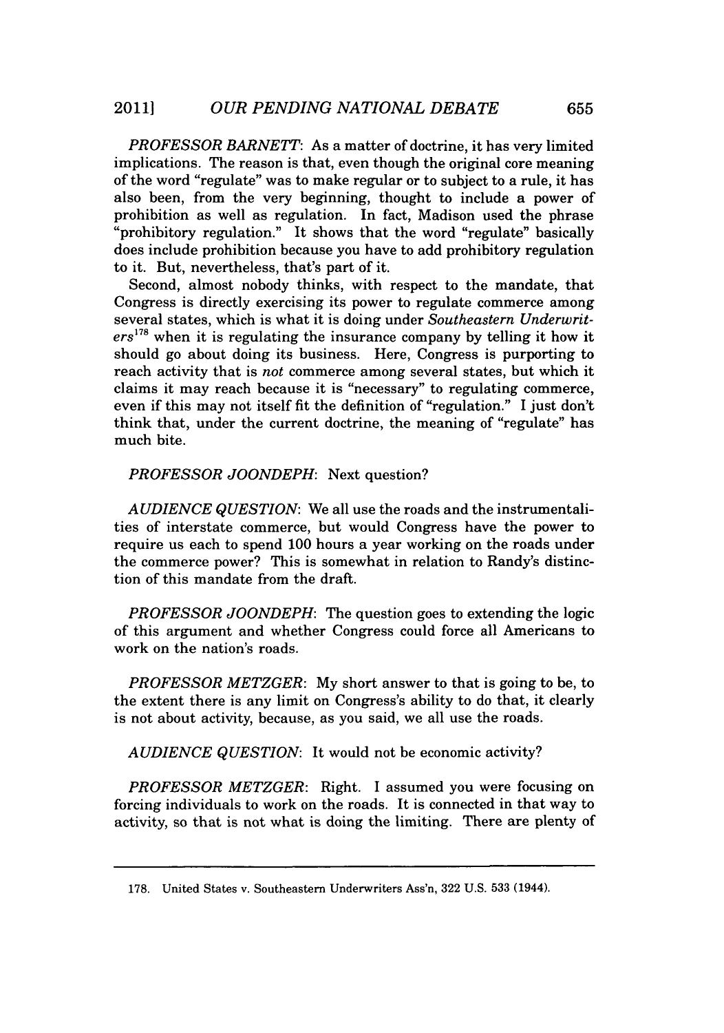*PROFESSOR BARNETT*: As a matter of doctrine, it has very limited implications. The reason is that, even though the original core meaning of the word "regulate" was to make regular or to subject to a rule, it has also been, from the very beginning, thought to include a power of prohibition as well as regulation. In fact, Madison used the phrase "prohibitory regulation." It shows that the word "regulate" basically does include prohibition because you have to add prohibitory regulation to it. But, nevertheless, that's part of it.

Second, almost nobody thinks, with respect to the mandate, that Congress is directly exercising its power to regulate commerce among several states, which is what it is doing under *Southeastern Underwriters*[178] when it is regulating the insurance company by telling it how it should go about doing its business. Here, Congress is purporting to reach activity that is *not* commerce among several states, but which it claims it may reach because it is "necessary" to regulating commerce, even if this may not itself fit the definition of "regulation." I just don't think that, under the current doctrine, the meaning of "regulate" has much bite.

*PROFESSOR JOONDEPH*: Next question?

*AUDIENCE QUESTION*: We all use the roads and the instrumentalities of interstate commerce, but would Congress have the power to require us each to spend 100 hours a year working on the roads under the commerce power? This is somewhat in relation to Randy's distinction of this mandate from the draft.

*PROFESSOR JOONDEPH*: The question goes to extending the logic of this argument and whether Congress could force all Americans to work on the nation's roads.

*PROFESSOR METZGER*: My short answer to that is going to be, to the extent there is any limit on Congress's ability to do that, it clearly is not about activity, because, as you said, we all use the roads.

*AUDIENCE QUESTION*: It would not be economic activity?

*PROFESSOR METZGER*: Right. I assumed you were focusing on forcing individuals to work on the roads. It is connected in that way to activity, so that is not what is doing the limiting. There are plenty of

---

178. United States v. Southeastern Underwriters Ass'n, 322 U.S. 533 (1944).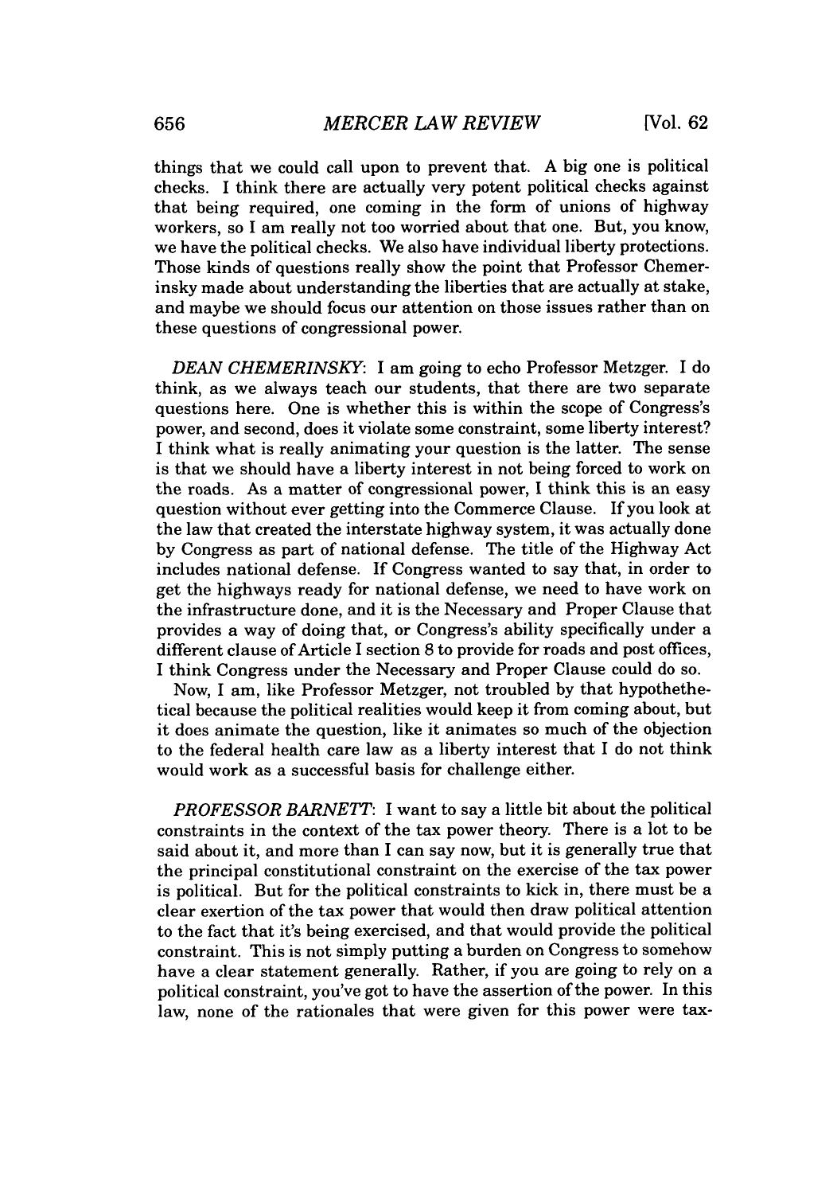things that we could call upon to prevent that. A big one is political checks. I think there are actually very potent political checks against that being required, one coming in the form of unions of highway workers, so I am really not too worried about that one. But, you know, we have the political checks. We also have individual liberty protections. Those kinds of questions really show the point that Professor Chemerinsky made about understanding the liberties that are actually at stake, and maybe we should focus our attention on those issues rather than on these questions of congressional power.

*DEAN CHEMERINSKY*: I am going to echo Professor Metzger. I do think, as we always teach our students, that there are two separate questions here. One is whether this is within the scope of Congress's power, and second, does it violate some constraint, some liberty interest? I think what is really animating your question is the latter. The sense is that we should have a liberty interest in not being forced to work on the roads. As a matter of congressional power, I think this is an easy question without ever getting into the Commerce Clause. If you look at the law that created the interstate highway system, it was actually done by Congress as part of national defense. The title of the Highway Act includes national defense. If Congress wanted to say that, in order to get the highways ready for national defense, we need to have work on the infrastructure done, and it is the Necessary and Proper Clause that provides a way of doing that, or Congress's ability specifically under a different clause of Article I section 8 to provide for roads and post offices, I think Congress under the Necessary and Proper Clause could do so.

Now, I am, like Professor Metzger, not troubled by that hypothethetical because the political realities would keep it from coming about, but it does animate the question, like it animates so much of the objection to the federal health care law as a liberty interest that I do not think would work as a successful basis for challenge either.

*PROFESSOR BARNETT*: I want to say a little bit about the political constraints in the context of the tax power theory. There is a lot to be said about it, and more than I can say now, but it is generally true that the principal constitutional constraint on the exercise of the tax power is political. But for the political constraints to kick in, there must be a clear exertion of the tax power that would then draw political attention to the fact that it's being exercised, and that would provide the political constraint. This is not simply putting a burden on Congress to somehow have a clear statement generally. Rather, if you are going to rely on a political constraint, you've got to have the assertion of the power. In this law, none of the rationales that were given for this power were tax-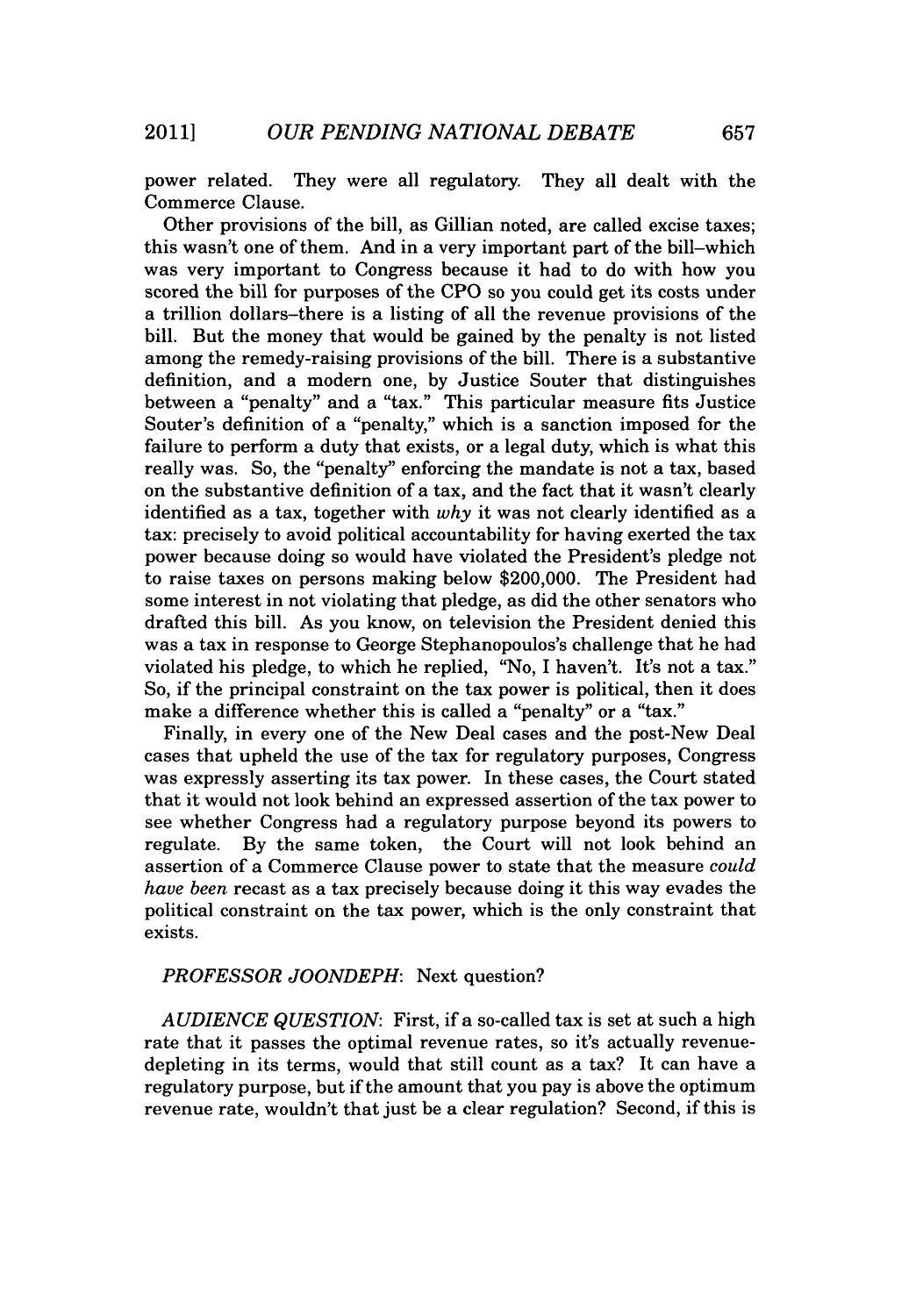power related. They were all regulatory. They all dealt with the Commerce Clause.

Other provisions of the bill, as Gillian noted, are called excise taxes; this wasn't one of them. And in a very important part of the bill–which was very important to Congress because it had to do with how you scored the bill for purposes of the CPO so you could get its costs under a trillion dollars–there is a listing of all the revenue provisions of the bill. But the money that would be gained by the penalty is not listed among the remedy-raising provisions of the bill. There is a substantive definition, and a modern one, by Justice Souter that distinguishes between a "penalty" and a "tax." This particular measure fits Justice Souter's definition of a "penalty," which is a sanction imposed for the failure to perform a duty that exists, or a legal duty, which is what this really was. So, the "penalty" enforcing the mandate is not a tax, based on the substantive definition of a tax, and the fact that it wasn't clearly identified as a tax, together with *why* it was not clearly identified as a tax: precisely to avoid political accountability for having exerted the tax power because doing so would have violated the President's pledge not to raise taxes on persons making below $200,000. The President had some interest in not violating that pledge, as did the other senators who drafted this bill. As you know, on television the President denied this was a tax in response to George Stephanopoulos's challenge that he had violated his pledge, to which he replied, "No, I haven't. It's not a tax." So, if the principal constraint on the tax power is political, then it does make a difference whether this is called a "penalty" or a "tax."

Finally, in every one of the New Deal cases and the post-New Deal cases that upheld the use of the tax for regulatory purposes, Congress was expressly asserting its tax power. In these cases, the Court stated that it would not look behind an expressed assertion of the tax power to see whether Congress had a regulatory purpose beyond its powers to regulate. By the same token, the Court will not look behind an assertion of a Commerce Clause power to state that the measure *could have been* recast as a tax precisely because doing it this way evades the political constraint on the tax power, which is the only constraint that exists.

*PROFESSOR JOONDEPH*: Next question?

*AUDIENCE QUESTION*: First, if a so-called tax is set at such a high rate that it passes the optimal revenue rates, so it's actually revenue-depleting in its terms, would that still count as a tax? It can have a regulatory purpose, but if the amount that you pay is above the optimum revenue rate, wouldn't that just be a clear regulation? Second, if this is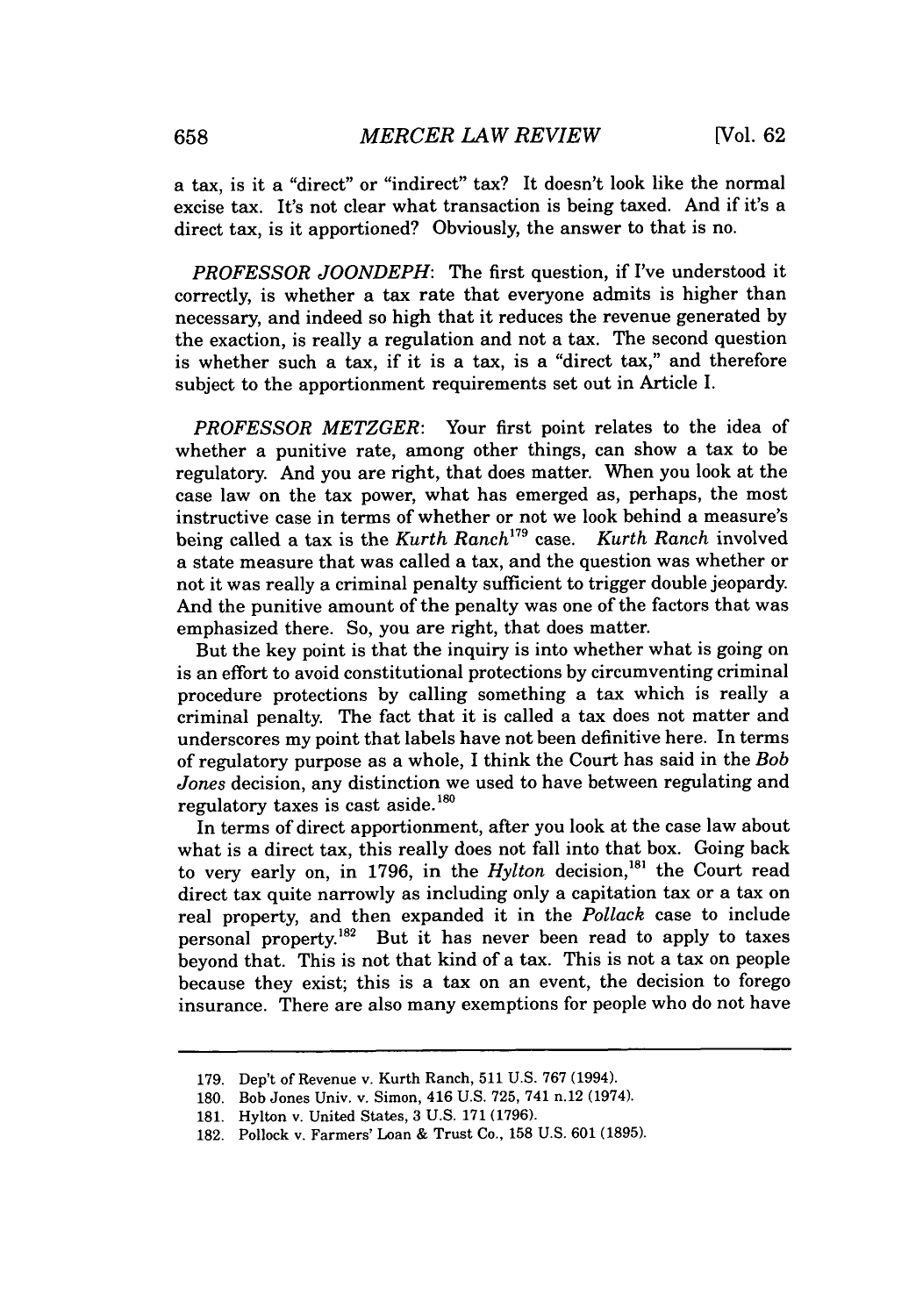a tax, is it a "direct" or "indirect" tax? It doesn't look like the normal excise tax. It's not clear what transaction is being taxed. And if it's a direct tax, is it apportioned? Obviously, the answer to that is no.

*PROFESSOR JOONDEPH*: The first question, if I've understood it correctly, is whether a tax rate that everyone admits is higher than necessary, and indeed so high that it reduces the revenue generated by the exaction, is really a regulation and not a tax. The second question is whether such a tax, if it is a tax, is a "direct tax," and therefore subject to the apportionment requirements set out in Article I.

*PROFESSOR METZGER*: Your first point relates to the idea of whether a punitive rate, among other things, can show a tax to be regulatory. And you are right, that does matter. When you look at the case law on the tax power, what has emerged as, perhaps, the most instructive case in terms of whether or not we look behind a measure's being called a tax is the *Kurth Ranch*[179] case. *Kurth Ranch* involved a state measure that was called a tax, and the question was whether or not it was really a criminal penalty sufficient to trigger double jeopardy. And the punitive amount of the penalty was one of the factors that was emphasized there. So, you are right, that does matter.

But the key point is that the inquiry is into whether what is going on is an effort to avoid constitutional protections by circumventing criminal procedure protections by calling something a tax which is really a criminal penalty. The fact that it is called a tax does not matter and underscores my point that labels have not been definitive here. In terms of regulatory purpose as a whole, I think the Court has said in the *Bob Jones* decision, any distinction we used to have between regulating and regulatory taxes is cast aside.[180]

In terms of direct apportionment, after you look at the case law about what is a direct tax, this really does not fall into that box. Going back to very early on, in 1796, in the *Hylton* decision,[181] the Court read direct tax quite narrowly as including only a capitation tax or a tax on real property, and then expanded it in the *Pollack* case to include personal property.[182] But it has never been read to apply to taxes beyond that. This is not that kind of a tax. This is not a tax on people because they exist; this is a tax on an event, the decision to forego insurance. There are also many exemptions for people who do not have

---

179. Dep't of Revenue v. Kurth Ranch, 511 U.S. 767 (1994).

180. Bob Jones Univ. v. Simon, 416 U.S. 725, 741 n.12 (1974).

181. Hylton v. United States, 3 U.S. 171 (1796).

182. Pollock v. Farmers' Loan & Trust Co., 158 U.S. 601 (1895).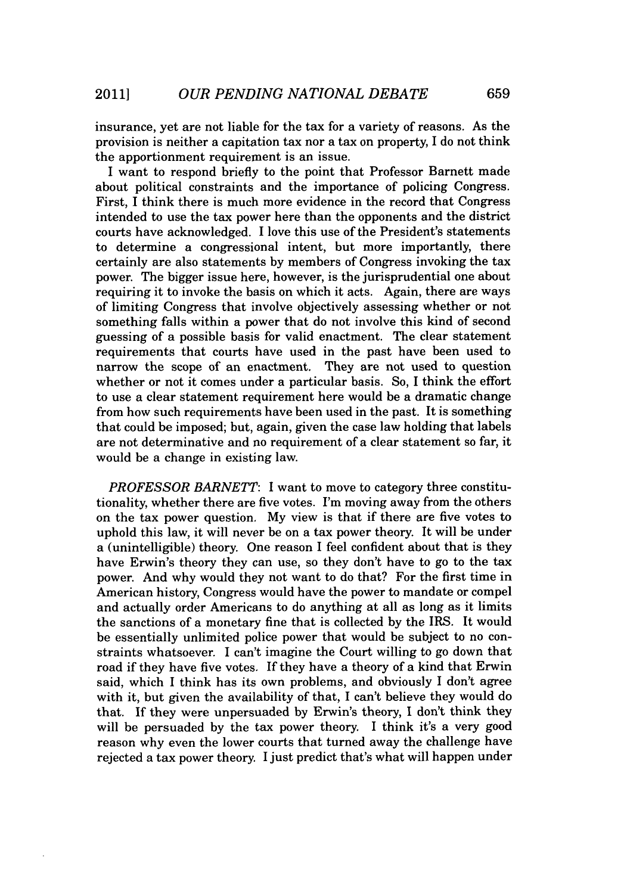insurance, yet are not liable for the tax for a variety of reasons. As the provision is neither a capitation tax nor a tax on property, I do not think the apportionment requirement is an issue.

I want to respond briefly to the point that Professor Barnett made about political constraints and the importance of policing Congress. First, I think there is much more evidence in the record that Congress intended to use the tax power here than the opponents and the district courts have acknowledged. I love this use of the President's statements to determine a congressional intent, but more importantly, there certainly are also statements by members of Congress invoking the tax power. The bigger issue here, however, is the jurisprudential one about requiring it to invoke the basis on which it acts. Again, there are ways of limiting Congress that involve objectively assessing whether or not something falls within a power that do not involve this kind of second guessing of a possible basis for valid enactment. The clear statement requirements that courts have used in the past have been used to narrow the scope of an enactment. They are not used to question whether or not it comes under a particular basis. So, I think the effort to use a clear statement requirement here would be a dramatic change from how such requirements have been used in the past. It is something that could be imposed; but, again, given the case law holding that labels are not determinative and no requirement of a clear statement so far, it would be a change in existing law.

*PROFESSOR BARNETT*: I want to move to category three constitutionality, whether there are five votes. I'm moving away from the others on the tax power question. My view is that if there are five votes to uphold this law, it will never be on a tax power theory. It will be under a (unintelligible) theory. One reason I feel confident about that is they have Erwin's theory they can use, so they don't have to go to the tax power. And why would they not want to do that? For the first time in American history, Congress would have the power to mandate or compel and actually order Americans to do anything at all as long as it limits the sanctions of a monetary fine that is collected by the IRS. It would be essentially unlimited police power that would be subject to no constraints whatsoever. I can't imagine the Court willing to go down that road if they have five votes. If they have a theory of a kind that Erwin said, which I think has its own problems, and obviously I don't agree with it, but given the availability of that, I can't believe they would do that. If they were unpersuaded by Erwin's theory, I don't think they will be persuaded by the tax power theory. I think it's a very good reason why even the lower courts that turned away the challenge have rejected a tax power theory. I just predict that's what will happen under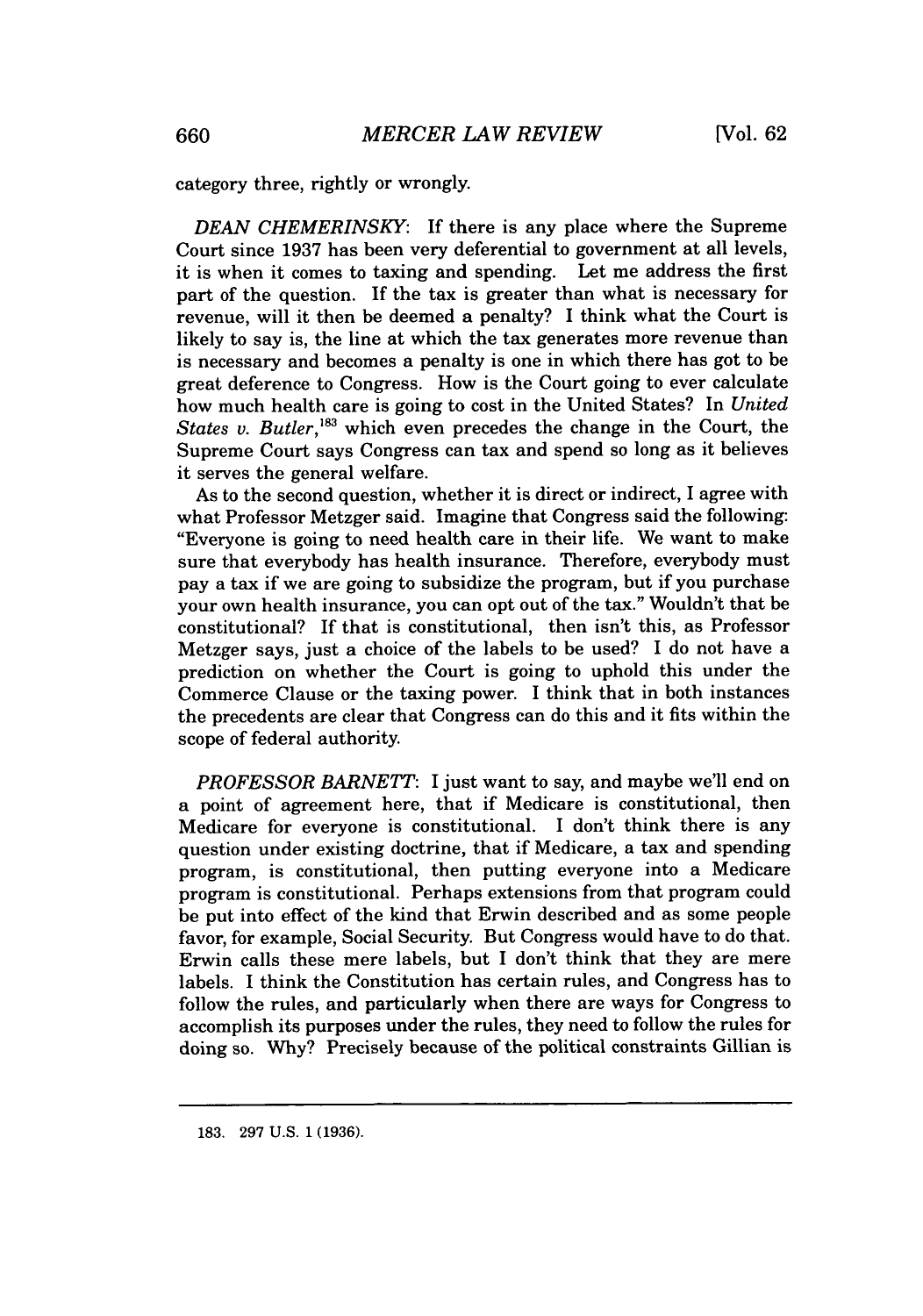category three, rightly or wrongly.

*DEAN CHEMERINSKY*: If there is any place where the Supreme Court since 1937 has been very deferential to government at all levels, it is when it comes to taxing and spending. Let me address the first part of the question. If the tax is greater than what is necessary for revenue, will it then be deemed a penalty? I think what the Court is likely to say is, the line at which the tax generates more revenue than is necessary and becomes a penalty is one in which there has got to be great deference to Congress. How is the Court going to ever calculate how much health care is going to cost in the United States? In *United States v. Butler*,[183] which even precedes the change in the Court, the Supreme Court says Congress can tax and spend so long as it believes it serves the general welfare.

As to the second question, whether it is direct or indirect, I agree with what Professor Metzger said. Imagine that Congress said the following: "Everyone is going to need health care in their life. We want to make sure that everybody has health insurance. Therefore, everybody must pay a tax if we are going to subsidize the program, but if you purchase your own health insurance, you can opt out of the tax." Wouldn't that be constitutional? If that is constitutional, then isn't this, as Professor Metzger says, just a choice of the labels to be used? I do not have a prediction on whether the Court is going to uphold this under the Commerce Clause or the taxing power. I think that in both instances the precedents are clear that Congress can do this and it fits within the scope of federal authority.

*PROFESSOR BARNETT*: I just want to say, and maybe we'll end on a point of agreement here, that if Medicare is constitutional, then Medicare for everyone is constitutional. I don't think there is any question under existing doctrine, that if Medicare, a tax and spending program, is constitutional, then putting everyone into a Medicare program is constitutional. Perhaps extensions from that program could be put into effect of the kind that Erwin described and as some people favor, for example, Social Security. But Congress would have to do that. Erwin calls these mere labels, but I don't think that they are mere labels. I think the Constitution has certain rules, and Congress has to follow the rules, and particularly when there are ways for Congress to accomplish its purposes under the rules, they need to follow the rules for doing so. Why? Precisely because of the political constraints Gillian is

---

183. 297 U.S. 1 (1936).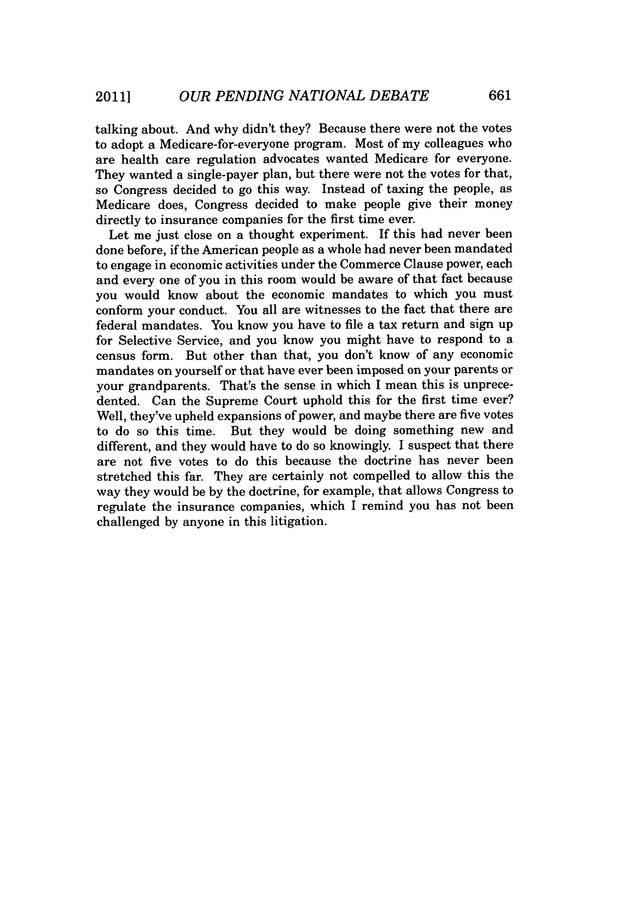talking about. And why didn't they? Because there were not the votes to adopt a Medicare-for-everyone program. Most of my colleagues who are health care regulation advocates wanted Medicare for everyone. They wanted a single-payer plan, but there were not the votes for that, so Congress decided to go this way. Instead of taxing the people, as Medicare does, Congress decided to make people give their money directly to insurance companies for the first time ever.

Let me just close on a thought experiment. If this had never been done before, if the American people as a whole had never been mandated to engage in economic activities under the Commerce Clause power, each and every one of you in this room would be aware of that fact because you would know about the economic mandates to which you must conform your conduct. You all are witnesses to the fact that there are federal mandates. You know you have to file a tax return and sign up for Selective Service, and you know you might have to respond to a census form. But other than that, you don't know of any economic mandates on yourself or that have ever been imposed on your parents or your grandparents. That's the sense in which I mean this is unprecedented. Can the Supreme Court uphold this for the first time ever? Well, they've upheld expansions of power, and maybe there are five votes to do so this time. But they would be doing something new and different, and they would have to do so knowingly. I suspect that there are not five votes to do this because the doctrine has never been stretched this far. They are certainly not compelled to allow this the way they would be by the doctrine, for example, that allows Congress to regulate the insurance companies, which I remind you has not been challenged by anyone in this litigation.